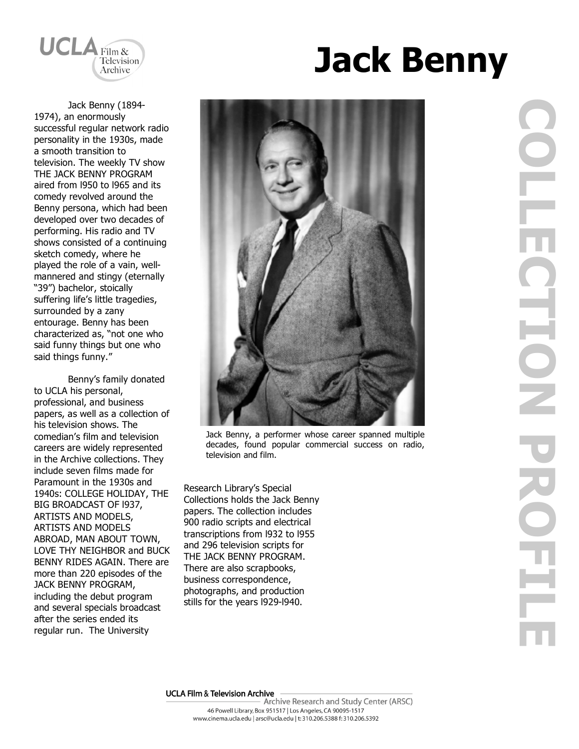# Jack Benny

COLLECTION PROFILE

Jack Benny (1894-1974), an enormously successful regular network radio personality in the 1930s, made a smooth transition to television. The weekly TV show THE JACK BENNY PROGRAM aired from l950 to l965 and its comedy revolved around the Benny persona, which had been developed over two decades of performing. His radio and TV shows consisted of a continuing sketch comedy, where he played the role of a vain, well-mannered and stingy (eternally "39") bachelor, stoically suffering life's little tragedies, surrounded by a zany entourage. Benny has been characterized as, "not one who said funny things but one who said things funny."

Benny's family donated to UCLA his personal, professional, and business papers, as well as a collection of his television shows. The comedian's film and television careers are widely represented in the Archive collections. They include seven films made for Paramount in the 1930s and 1940s: COLLEGE HOLIDAY, THE BIG BROADCAST OF l937, ARTISTS AND MODELS, ARTISTS AND MODELS ABROAD, MAN ABOUT TOWN, LOVE THY NEIGHBOR and BUCK BENNY RIDES AGAIN. There are more than 220 episodes of the JACK BENNY PROGRAM, including the debut program and several specials broadcast after the series ended its regular run. The University Research Library's Special Collections holds the Jack Benny papers. The collection includes 900 radio scripts and electrical transcriptions from l932 to l955 and 296 television scripts for THE JACK BENNY PROGRAM. There are also scrapbooks, business correspondence, photographs, and production stills for the years l929-l940.

Jack Benny, a performer whose career spanned multiple decades, found popular commercial success on radio, television and film.

UCLA Film & Television Archive
Archive Research and Study Center (ARSC)
46 Powell Library, Box 951517 | Los Angeles, CA 90095-1517
www.cinema.ucla.edu | arsc@ucla.edu | t:310.206.5388 f:310.206.5392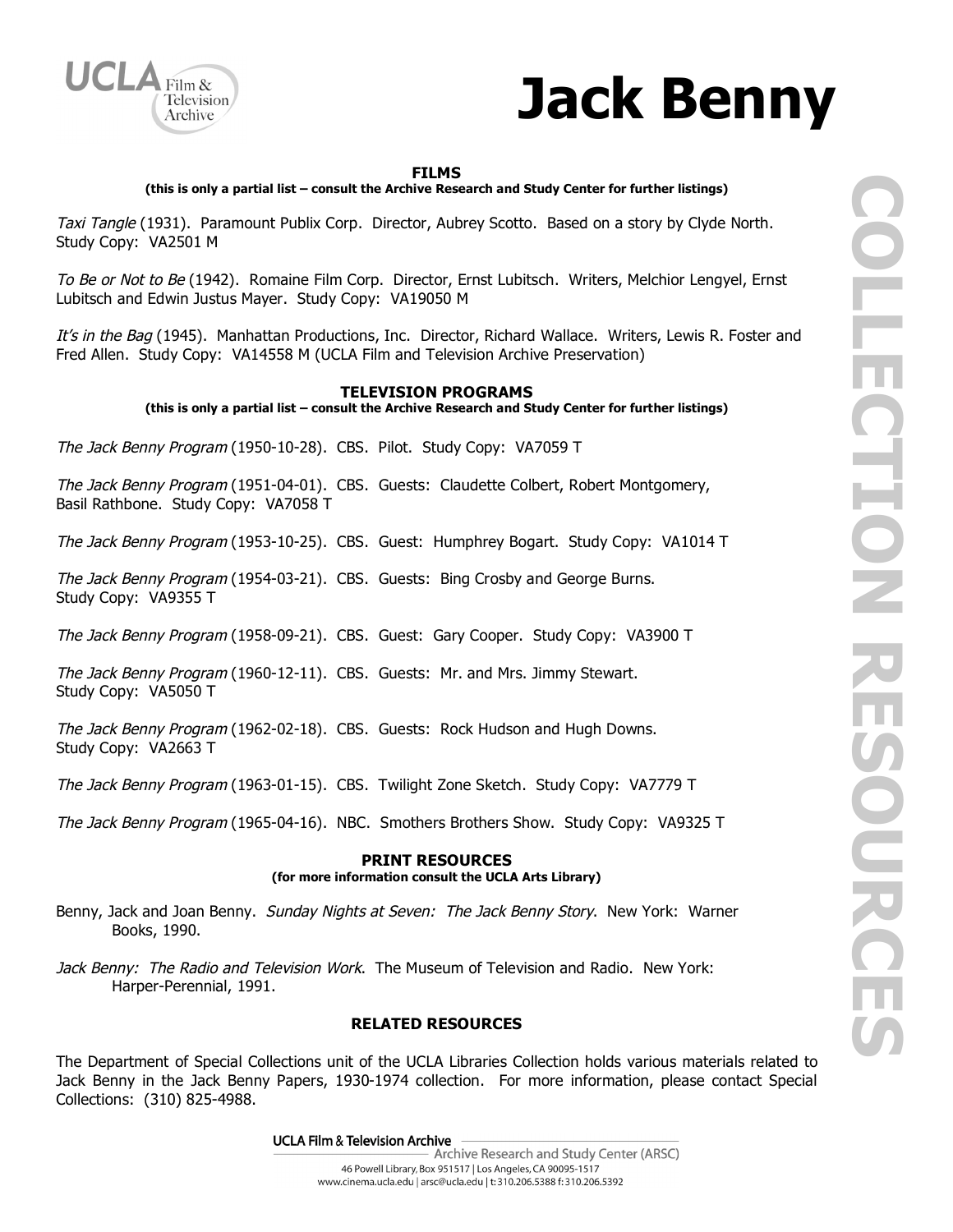# Jack Benny

## FILMS

**(this is only a partial list – consult the Archive Research and Study Center for further listings)**

*Taxi Tangle* (1931). Paramount Publix Corp. Director, Aubrey Scotto. Based on a story by Clyde North. Study Copy: VA2501 M

*To Be or Not to Be* (1942). Romaine Film Corp. Director, Ernst Lubitsch. Writers, Melchior Lengyel, Ernst Lubitsch and Edwin Justus Mayer. Study Copy: VA19050 M

*It's in the Bag* (1945). Manhattan Productions, Inc. Director, Richard Wallace. Writers, Lewis R. Foster and Fred Allen. Study Copy: VA14558 M (UCLA Film and Television Archive Preservation)

## TELEVISION PROGRAMS

**(this is only a partial list – consult the Archive Research and Study Center for further listings)**

*The Jack Benny Program* (1950-10-28). CBS. Pilot. Study Copy: VA7059 T

*The Jack Benny Program* (1951-04-01). CBS. Guests: Claudette Colbert, Robert Montgomery, Basil Rathbone. Study Copy: VA7058 T

*The Jack Benny Program* (1953-10-25). CBS. Guest: Humphrey Bogart. Study Copy: VA1014 T

*The Jack Benny Program* (1954-03-21). CBS. Guests: Bing Crosby and George Burns. Study Copy: VA9355 T

*The Jack Benny Program* (1958-09-21). CBS. Guest: Gary Cooper. Study Copy: VA3900 T

*The Jack Benny Program* (1960-12-11). CBS. Guests: Mr. and Mrs. Jimmy Stewart. Study Copy: VA5050 T

*The Jack Benny Program* (1962-02-18). CBS. Guests: Rock Hudson and Hugh Downs. Study Copy: VA2663 T

*The Jack Benny Program* (1963-01-15). CBS. Twilight Zone Sketch. Study Copy: VA7779 T

*The Jack Benny Program* (1965-04-16). NBC. Smothers Brothers Show. Study Copy: VA9325 T

## PRINT RESOURCES

**(for more information consult the UCLA Arts Library)**

Benny, Jack and Joan Benny. *Sunday Nights at Seven: The Jack Benny Story*. New York: Warner Books, 1990.

*Jack Benny: The Radio and Television Work*. The Museum of Television and Radio. New York: Harper-Perennial, 1991.

## RELATED RESOURCES

The Department of Special Collections unit of the UCLA Libraries Collection holds various materials related to Jack Benny in the Jack Benny Papers, 1930-1974 collection. For more information, please contact Special Collections: (310) 825-4988.

UCLA Film & Television Archive
Archive Research and Study Center (ARSC)
46 Powell Library, Box 951517 | Los Angeles, CA 90095-1517
www.cinema.ucla.edu | arsc@ucla.edu | t: 310.206.5388 f: 310.206.5392